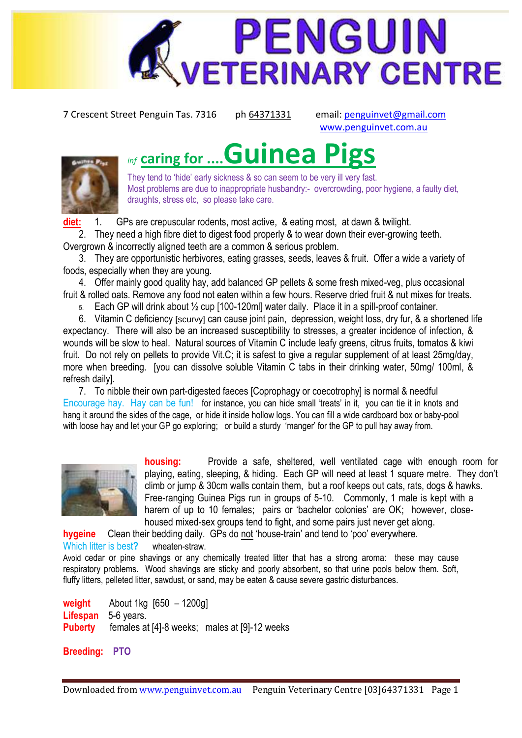# PENGUIN VETERINARY CENTRE

7 Crescent Street Penguin Tas. 7316 ph 64371331 email: penguinvet@gmail.com www.penguinvet.com.au

## *inf* caring for .... Guinea Pigs

They tend to 'hide' early sickness & so can seem to be very ill very fast.
Most problems are due to inappropriate husbandry:- overcrowding, poor hygiene, a faulty diet, draughts, stress etc, so please take care.

**diet:**

1. GPs are crepuscular rodents, most active, & eating most, at dawn & twilight.
2. They need a high fibre diet to digest food properly & to wear down their ever-growing teeth. Overgrown & incorrectly aligned teeth are a common & serious problem.
3. They are opportunistic herbivores, eating grasses, seeds, leaves & fruit. Offer a wide a variety of foods, especially when they are young.
4. Offer mainly good quality hay, add balanced GP pellets & some fresh mixed-veg, plus occasional fruit & rolled oats. Remove any food not eaten within a few hours. Reserve dried fruit & nut mixes for treats.
5. Each GP will drink about ½ cup [100-120ml] water daily. Place it in a spill-proof container.
6. Vitamin C deficiency [scurvy] can cause joint pain, depression, weight loss, dry fur, & a shortened life expectancy. There will also be an increased susceptibility to stresses, a greater incidence of infection, & wounds will be slow to heal. Natural sources of Vitamin C include leafy greens, citrus fruits, tomatos & kiwi fruit. Do not rely on pellets to provide Vit.C; it is safest to give a regular supplement of at least 25mg/day, more when breeding. [you can dissolve soluble Vitamin C tabs in their drinking water, 50mg/ 100ml, & refresh daily].
7. To nibble their own part-digested faeces [Coprophagy or coecotrophy] is normal & needful

Encourage hay. Hay can be fun! for instance, you can hide small 'treats' in it, you can tie it in knots and hang it around the sides of the cage, or hide it inside hollow logs. You can fill a wide cardboard box or baby-pool with loose hay and let your GP go exploring; or build a sturdy 'manger' for the GP to pull hay away from.

**housing:** Provide a safe, sheltered, well ventilated cage with enough room for playing, eating, sleeping, & hiding. Each GP will need at least 1 square metre. They don't climb or jump & 30cm walls contain them, but a roof keeps out cats, rats, dogs & hawks. Free-ranging Guinea Pigs run in groups of 5-10. Commonly, 1 male is kept with a harem of up to 10 females; pairs or 'bachelor colonies' are OK; however, close-housed mixed-sex groups tend to fight, and some pairs just never get along.

**hygeine** Clean their bedding daily. GPs do not 'house-train' and tend to 'poo' everywhere.

Which litter is best? wheaten-straw.

Avoid cedar or pine shavings or any chemically treated litter that has a strong aroma: these may cause respiratory problems. Wood shavings are sticky and poorly absorbent, so that urine pools below them. Soft, fluffy litters, pelleted litter, sawdust, or sand, may be eaten & cause severe gastric disturbances.

**weight** About 1kg [650 – 1200g]
**Lifespan** 5-6 years.
**Puberty** females at [4]-8 weeks; males at [9]-12 weeks

**Breeding: PTO**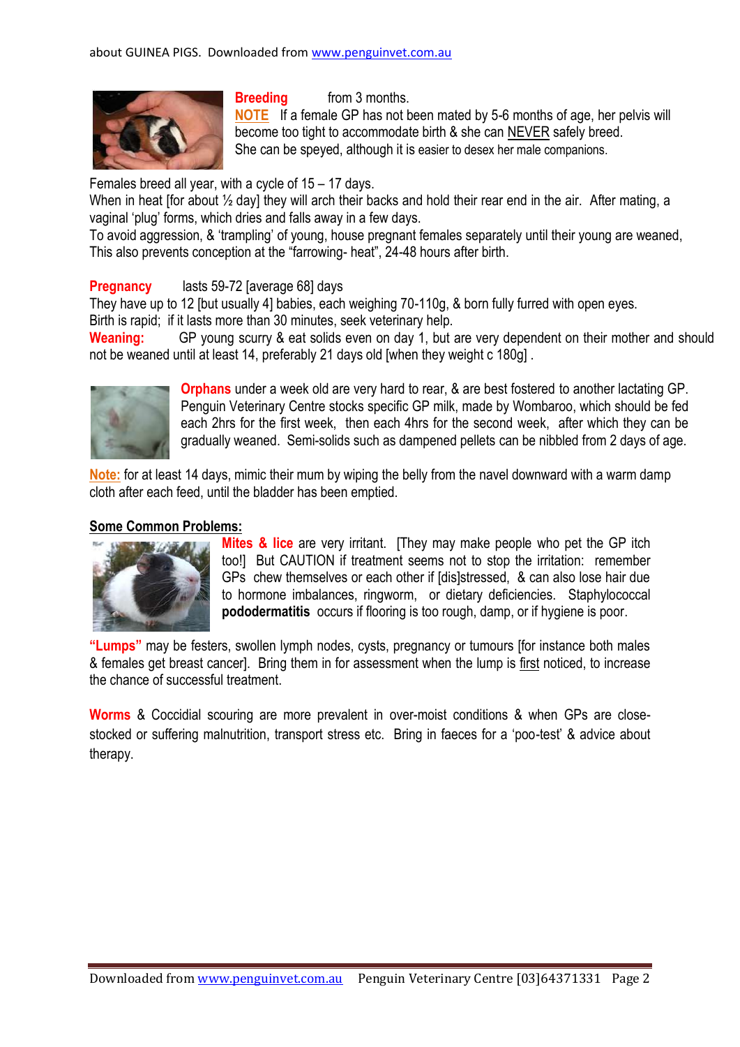**Breeding** from 3 months.

**NOTE** If a female GP has not been mated by 5-6 months of age, her pelvis will become too tight to accommodate birth & she can NEVER safely breed.
She can be speyed, although it is easier to desex her male companions.

Females breed all year, with a cycle of 15 – 17 days.
When in heat [for about ½ day] they will arch their backs and hold their rear end in the air. After mating, a vaginal 'plug' forms, which dries and falls away in a few days.
To avoid aggression, & 'trampling' of young, house pregnant females separately until their young are weaned, This also prevents conception at the "farrowing- heat", 24-48 hours after birth.

**Pregnancy** lasts 59-72 [average 68] days
They have up to 12 [but usually 4] babies, each weighing 70-110g, & born fully furred with open eyes.
Birth is rapid; if it lasts more than 30 minutes, seek veterinary help.

**Weaning:** GP young scurry & eat solids even on day 1, but are very dependent on their mother and should not be weaned until at least 14, preferably 21 days old [when they weight c 180g] .

**Orphans** under a week old are very hard to rear, & are best fostered to another lactating GP. Penguin Veterinary Centre stocks specific GP milk, made by Wombaroo, which should be fed each 2hrs for the first week, then each 4hrs for the second week, after which they can be gradually weaned. Semi-solids such as dampened pellets can be nibbled from 2 days of age.

**Note:** for at least 14 days, mimic their mum by wiping the belly from the navel downward with a warm damp cloth after each feed, until the bladder has been emptied.

## Some Common Problems:

**Mites & lice** are very irritant. [They may make people who pet the GP itch too!] But CAUTION if treatment seems not to stop the irritation: remember GPs chew themselves or each other if [dis]stressed, & can also lose hair due to hormone imbalances, ringworm, or dietary deficiencies. Staphylococcal **pododermatitis** occurs if flooring is too rough, damp, or if hygiene is poor.

**"Lumps"** may be festers, swollen lymph nodes, cysts, pregnancy or tumours [for instance both males & females get breast cancer]. Bring them in for assessment when the lump is first noticed, to increase the chance of successful treatment.

**Worms** & Coccidial scouring are more prevalent in over-moist conditions & when GPs are close-stocked or suffering malnutrition, transport stress etc. Bring in faeces for a 'poo-test' & advice about therapy.